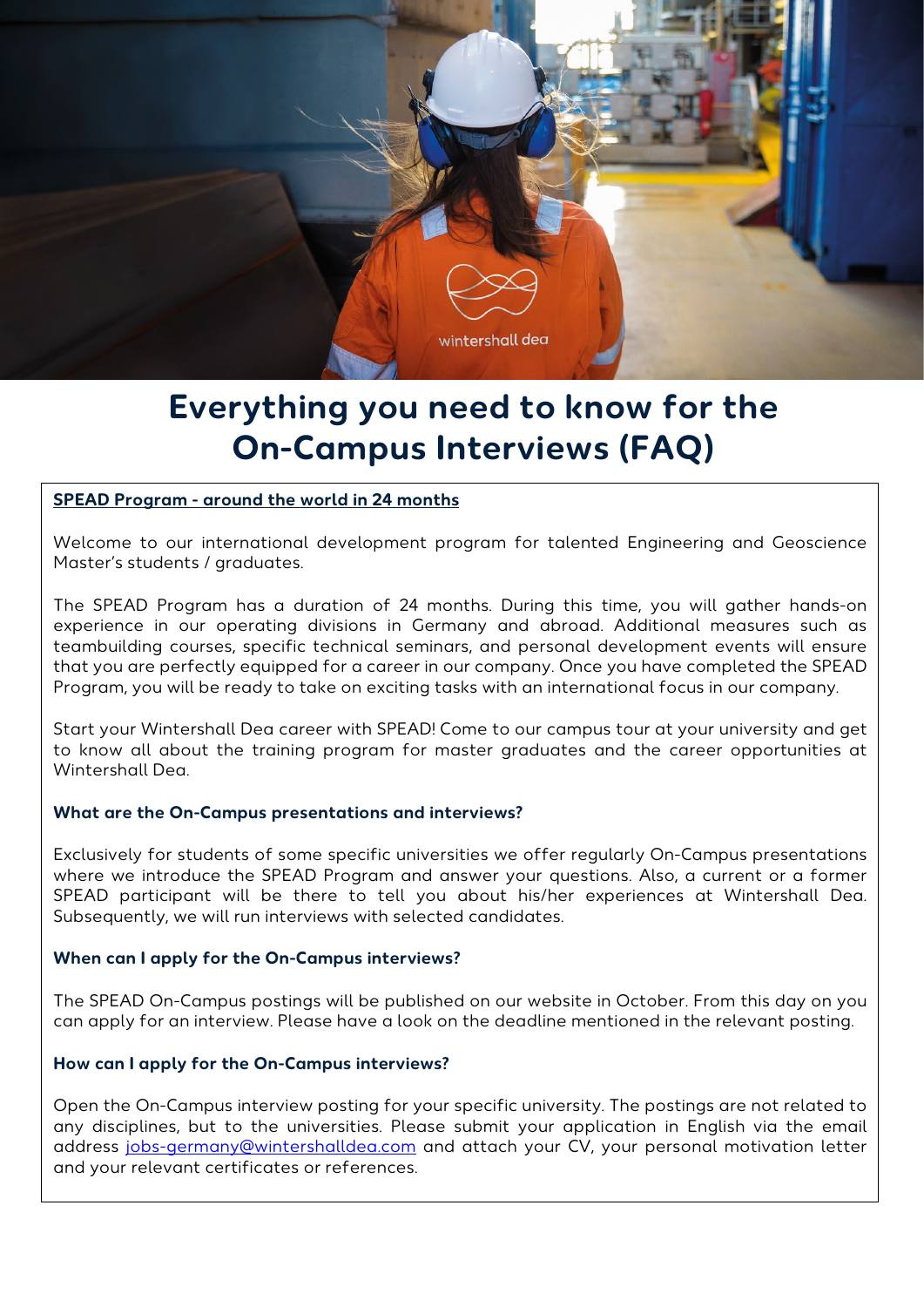# Everything you need to know for the On-Campus Interviews (FAQ)

**SPEAD Program - around the world in 24 months**

Welcome to our international development program for talented Engineering and Geoscience Master's students / graduates.

The SPEAD Program has a duration of 24 months. During this time, you will gather hands-on experience in our operating divisions in Germany and abroad. Additional measures such as teambuilding courses, specific technical seminars, and personal development events will ensure that you are perfectly equipped for a career in our company. Once you have completed the SPEAD Program, you will be ready to take on exciting tasks with an international focus in our company.

Start your Wintershall Dea career with SPEAD! Come to our campus tour at your university and get to know all about the training program for master graduates and the career opportunities at Wintershall Dea.

### What are the On-Campus presentations and interviews?

Exclusively for students of some specific universities we offer regularly On-Campus presentations where we introduce the SPEAD Program and answer your questions. Also, a current or a former SPEAD participant will be there to tell you about his/her experiences at Wintershall Dea. Subsequently, we will run interviews with selected candidates.

### When can I apply for the On-Campus interviews?

The SPEAD On-Campus postings will be published on our website in October. From this day on you can apply for an interview. Please have a look on the deadline mentioned in the relevant posting.

### How can I apply for the On-Campus interviews?

Open the On-Campus interview posting for your specific university. The postings are not related to any disciplines, but to the universities. Please submit your application in English via the email address jobs-germany@wintershalldea.com and attach your CV, your personal motivation letter and your relevant certificates or references.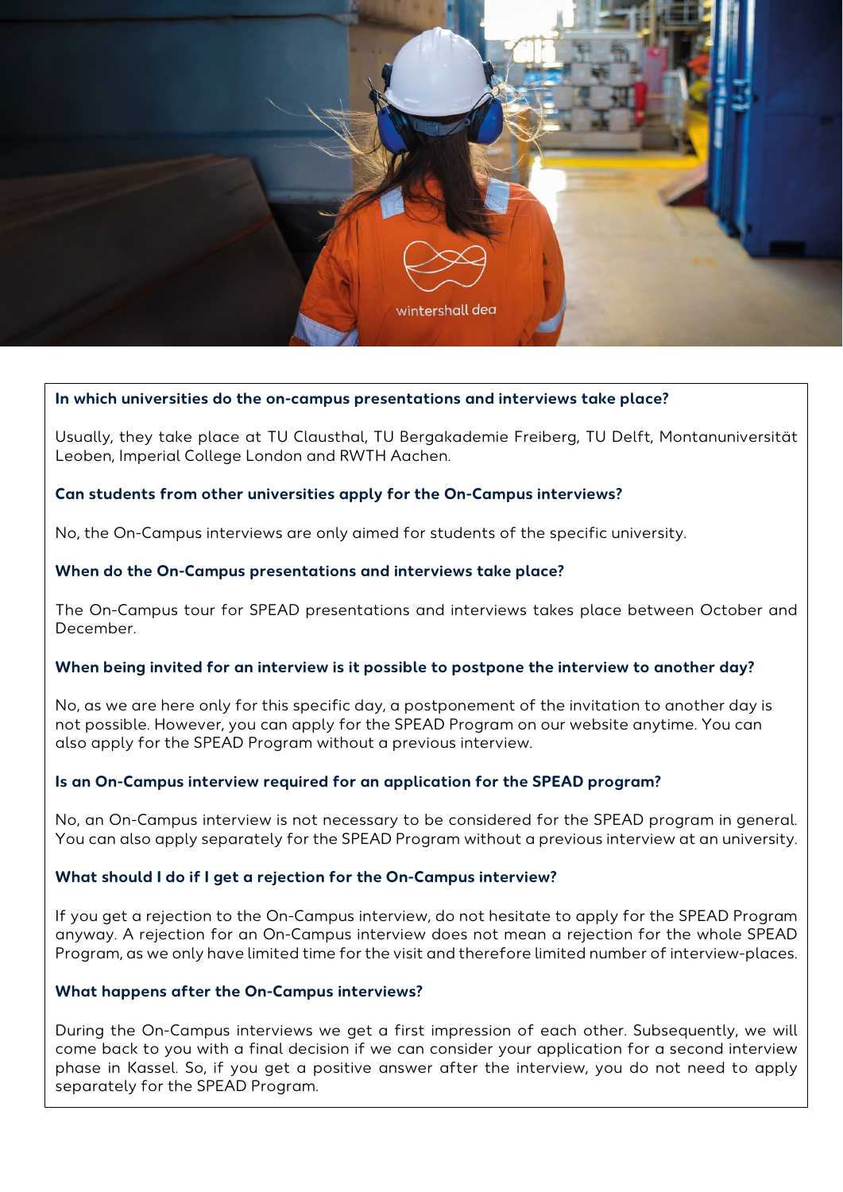**In which universities do the on-campus presentations and interviews take place?**

Usually, they take place at TU Clausthal, TU Bergakademie Freiberg, TU Delft, Montanuniversität Leoben, Imperial College London and RWTH Aachen.

**Can students from other universities apply for the On-Campus interviews?**

No, the On-Campus interviews are only aimed for students of the specific university.

**When do the On-Campus presentations and interviews take place?**

The On-Campus tour for SPEAD presentations and interviews takes place between October and December.

**When being invited for an interview is it possible to postpone the interview to another day?**

No, as we are here only for this specific day, a postponement of the invitation to another day is not possible. However, you can apply for the SPEAD Program on our website anytime. You can also apply for the SPEAD Program without a previous interview.

**Is an On-Campus interview required for an application for the SPEAD program?**

No, an On-Campus interview is not necessary to be considered for the SPEAD program in general. You can also apply separately for the SPEAD Program without a previous interview at an university.

**What should I do if I get a rejection for the On-Campus interview?**

If you get a rejection to the On-Campus interview, do not hesitate to apply for the SPEAD Program anyway. A rejection for an On-Campus interview does not mean a rejection for the whole SPEAD Program, as we only have limited time for the visit and therefore limited number of interview-places.

**What happens after the On-Campus interviews?**

During the On-Campus interviews we get a first impression of each other. Subsequently, we will come back to you with a final decision if we can consider your application for a second interview phase in Kassel. So, if you get a positive answer after the interview, you do not need to apply separately for the SPEAD Program.